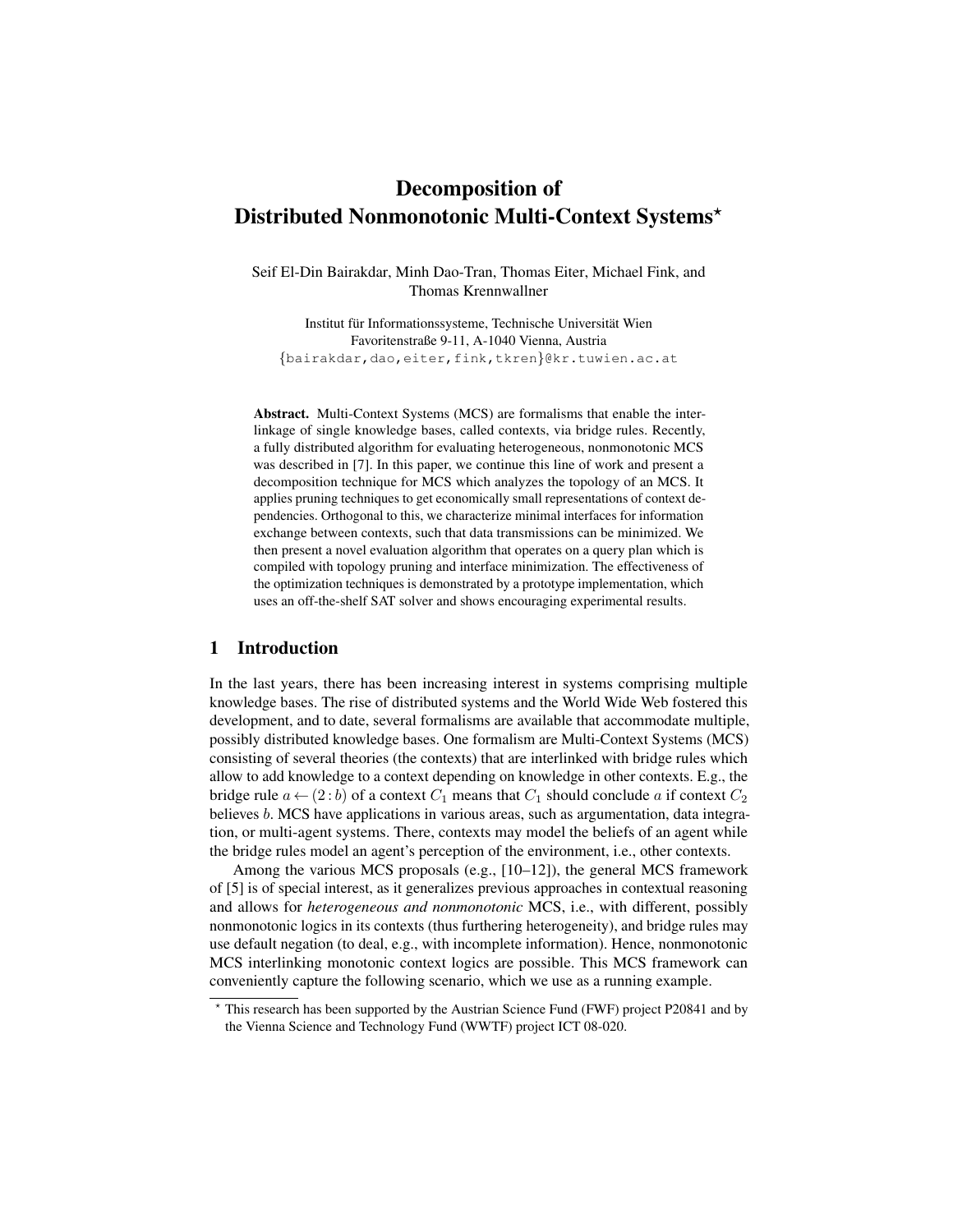# Decomposition of Distributed Nonmonotonic Multi-Context Systems*

Seif El-Din Bairakdar, Minh Dao-Tran, Thomas Eiter, Michael Fink, and Thomas Krennwallner

Institut für Informationssysteme, Technische Universität Wien
Favoritenstraße 9-11, A-1040 Vienna, Austria
{bairakdar,dao,eiter,fink,tkren}@kr.tuwien.ac.at

**Abstract.** Multi-Context Systems (MCS) are formalisms that enable the interlinkage of single knowledge bases, called contexts, via bridge rules. Recently, a fully distributed algorithm for evaluating heterogeneous, nonmonotonic MCS was described in [7]. In this paper, we continue this line of work and present a decomposition technique for MCS which analyzes the topology of an MCS. It applies pruning techniques to get economically small representations of context dependencies. Orthogonal to this, we characterize minimal interfaces for information exchange between contexts, such that data transmissions can be minimized. We then present a novel evaluation algorithm that operates on a query plan which is compiled with topology pruning and interface minimization. The effectiveness of the optimization techniques is demonstrated by a prototype implementation, which uses an off-the-shelf SAT solver and shows encouraging experimental results.

## 1 Introduction

In the last years, there has been increasing interest in systems comprising multiple knowledge bases. The rise of distributed systems and the World Wide Web fostered this development, and to date, several formalisms are available that accommodate multiple, possibly distributed knowledge bases. One formalism are Multi-Context Systems (MCS) consisting of several theories (the contexts) that are interlinked with bridge rules which allow to add knowledge to a context depending on knowledge in other contexts. E.g., the bridge rule $a \leftarrow (2 : b)$ of a context $C_1$ means that $C_1$ should conclude $a$ if context $C_2$ believes $b$. MCS have applications in various areas, such as argumentation, data integration, or multi-agent systems. There, contexts may model the beliefs of an agent while the bridge rules model an agent's perception of the environment, i.e., other contexts.

Among the various MCS proposals (e.g., [10–12]), the general MCS framework of [5] is of special interest, as it generalizes previous approaches in contextual reasoning and allows for *heterogeneous and nonmonotonic* MCS, i.e., with different, possibly nonmonotonic logics in its contexts (thus furthering heterogeneity), and bridge rules may use default negation (to deal, e.g., with incomplete information). Hence, nonmonotonic MCS interlinking monotonic context logics are possible. This MCS framework can conveniently capture the following scenario, which we use as a running example.

* This research has been supported by the Austrian Science Fund (FWF) project P20841 and by the Vienna Science and Technology Fund (WWTF) project ICT 08-020.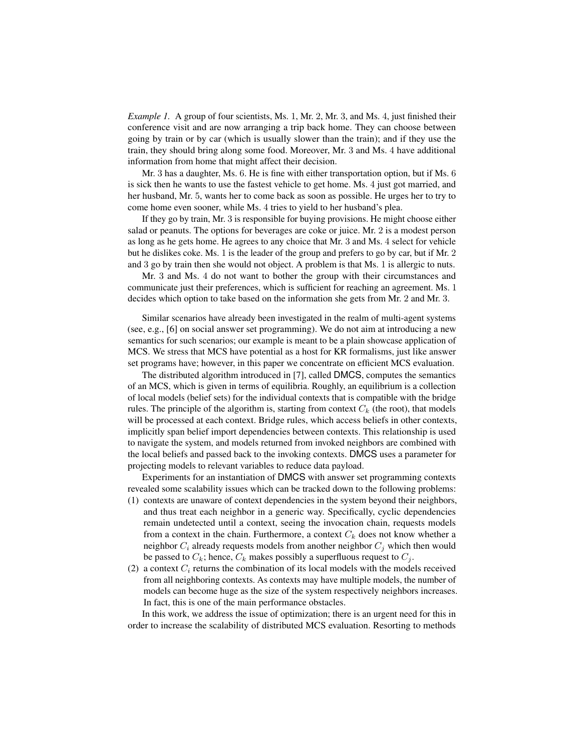*Example 1.* A group of four scientists, Ms. 1, Mr. 2, Mr. 3, and Ms. 4, just finished their conference visit and are now arranging a trip back home. They can choose between going by train or by car (which is usually slower than the train); and if they use the train, they should bring along some food. Moreover, Mr. 3 and Ms. 4 have additional information from home that might affect their decision.

Mr. 3 has a daughter, Ms. 6. He is fine with either transportation option, but if Ms. 6 is sick then he wants to use the fastest vehicle to get home. Ms. 4 just got married, and her husband, Mr. 5, wants her to come back as soon as possible. He urges her to try to come home even sooner, while Ms. 4 tries to yield to her husband's plea.

If they go by train, Mr. 3 is responsible for buying provisions. He might choose either salad or peanuts. The options for beverages are coke or juice. Mr. 2 is a modest person as long as he gets home. He agrees to any choice that Mr. 3 and Ms. 4 select for vehicle but he dislikes coke. Ms. 1 is the leader of the group and prefers to go by car, but if Mr. 2 and 3 go by train then she would not object. A problem is that Ms. 1 is allergic to nuts.

Mr. 3 and Ms. 4 do not want to bother the group with their circumstances and communicate just their preferences, which is sufficient for reaching an agreement. Ms. 1 decides which option to take based on the information she gets from Mr. 2 and Mr. 3.

Similar scenarios have already been investigated in the realm of multi-agent systems (see, e.g., [6] on social answer set programming). We do not aim at introducing a new semantics for such scenarios; our example is meant to be a plain showcase application of MCS. We stress that MCS have potential as a host for KR formalisms, just like answer set programs have; however, in this paper we concentrate on efficient MCS evaluation.

The distributed algorithm introduced in [7], called DMCS, computes the semantics of an MCS, which is given in terms of equilibria. Roughly, an equilibrium is a collection of local models (belief sets) for the individual contexts that is compatible with the bridge rules. The principle of the algorithm is, starting from context $C_k$ (the root), that models will be processed at each context. Bridge rules, which access beliefs in other contexts, implicitly span belief import dependencies between contexts. This relationship is used to navigate the system, and models returned from invoked neighbors are combined with the local beliefs and passed back to the invoking contexts. DMCS uses a parameter for projecting models to relevant variables to reduce data payload.

Experiments for an instantiation of DMCS with answer set programming contexts revealed some scalability issues which can be tracked down to the following problems:

(1) contexts are unaware of context dependencies in the system beyond their neighbors, and thus treat each neighbor in a generic way. Specifically, cyclic dependencies remain undetected until a context, seeing the invocation chain, requests models from a context in the chain. Furthermore, a context $C_k$ does not know whether a neighbor $C_i$ already requests models from another neighbor $C_j$ which then would be passed to $C_k$; hence, $C_k$ makes possibly a superfluous request to $C_j$.

(2) a context $C_i$ returns the combination of its local models with the models received from all neighboring contexts. As contexts may have multiple models, the number of models can become huge as the size of the system respectively neighbors increases. In fact, this is one of the main performance obstacles.

In this work, we address the issue of optimization; there is an urgent need for this in order to increase the scalability of distributed MCS evaluation. Resorting to methods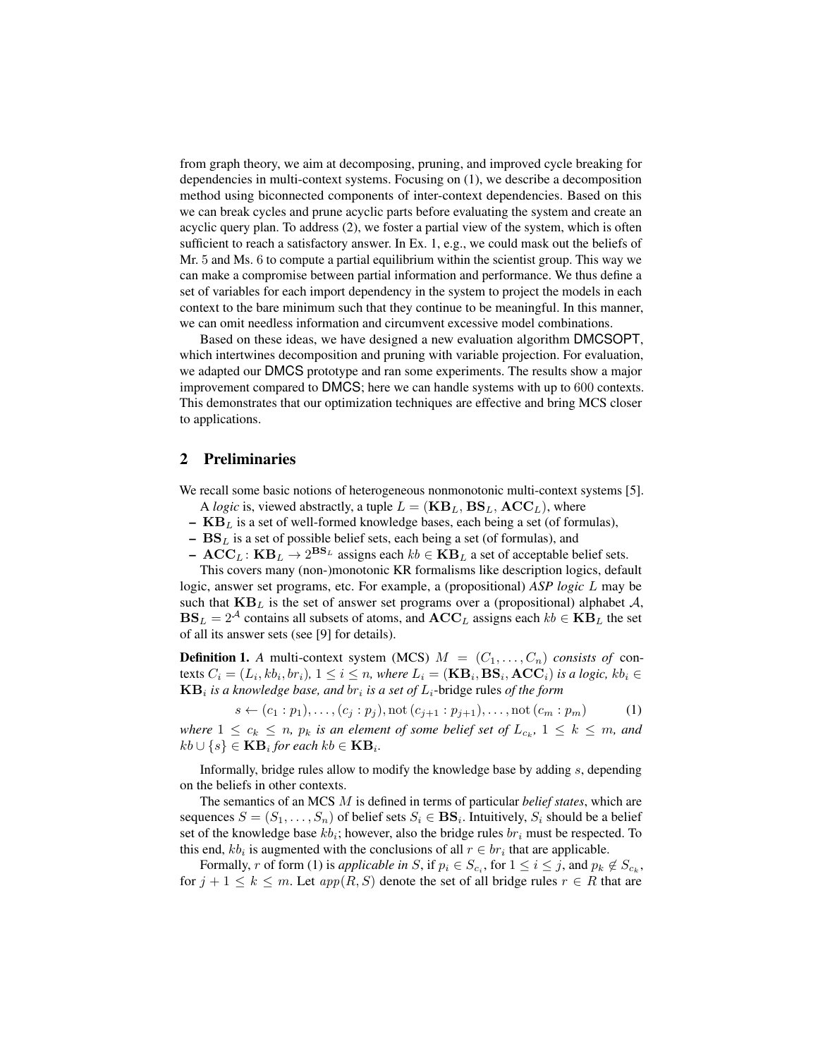from graph theory, we aim at decomposing, pruning, and improved cycle breaking for dependencies in multi-context systems. Focusing on (1), we describe a decomposition method using biconnected components of inter-context dependencies. Based on this we can break cycles and prune acyclic parts before evaluating the system and create an acyclic query plan. To address (2), we foster a partial view of the system, which is often sufficient to reach a satisfactory answer. In Ex. 1, e.g., we could mask out the beliefs of Mr. 5 and Ms. 6 to compute a partial equilibrium within the scientist group. This way we can make a compromise between partial information and performance. We thus define a set of variables for each import dependency in the system to project the models in each context to the bare minimum such that they continue to be meaningful. In this manner, we can omit needless information and circumvent excessive model combinations.

Based on these ideas, we have designed a new evaluation algorithm DMCSOPT, which intertwines decomposition and pruning with variable projection. For evaluation, we adapted our DMCS prototype and ran some experiments. The results show a major improvement compared to DMCS; here we can handle systems with up to 600 contexts. This demonstrates that our optimization techniques are effective and bring MCS closer to applications.

## 2 Preliminaries

We recall some basic notions of heterogeneous nonmonotonic multi-context systems [5].

A *logic* is, viewed abstractly, a tuple $L = (\mathbf{KB}_L, \mathbf{BS}_L, \mathbf{ACC}_L)$, where

- $\mathbf{KB}_L$ is a set of well-formed knowledge bases, each being a set (of formulas),
- $\mathbf{BS}_L$ is a set of possible belief sets, each being a set (of formulas), and
- $\mathbf{ACC}_L \colon \mathbf{KB}_L \to 2^{\mathbf{BS}_L}$ assigns each $kb \in \mathbf{KB}_L$ a set of acceptable belief sets.

This covers many (non-)monotonic KR formalisms like description logics, default logic, answer set programs, etc. For example, a (propositional) *ASP logic* $L$ may be such that $\mathbf{KB}_L$ is the set of answer set programs over a (propositional) alphabet $\mathcal{A}$, $\mathbf{BS}_L = 2^{\mathcal{A}}$ contains all subsets of atoms, and $\mathbf{ACC}_L$ assigns each $kb \in \mathbf{KB}_L$ the set of all its answer sets (see [9] for details).

**Definition 1.** *A* multi-context system (MCS) $M = (C_1, \ldots, C_n)$ *consists of* contexts $C_i = (L_i, kb_i, br_i)$, $1 \leq i \leq n$, *where* $L_i = (\mathbf{KB}_i, \mathbf{BS}_i, \mathbf{ACC}_i)$ *is a logic,* $kb_i \in \mathbf{KB}_i$ *is a knowledge base, and* $br_i$ *is a set of* $L_i$-bridge rules *of the form*

$$s \leftarrow (c_1 : p_1), \ldots, (c_j : p_j), \mathrm{not}\,(c_{j+1} : p_{j+1}), \ldots, \mathrm{not}\,(c_m : p_m) \qquad (1)$$

*where* $1 \leq c_k \leq n$, $p_k$ *is an element of some belief set of* $L_{c_k}$, $1 \leq k \leq m$, *and* $kb \cup \{s\} \in \mathbf{KB}_i$ *for each* $kb \in \mathbf{KB}_i$.

Informally, bridge rules allow to modify the knowledge base by adding $s$, depending on the beliefs in other contexts.

The semantics of an MCS $M$ is defined in terms of particular *belief states*, which are sequences $S = (S_1, \ldots, S_n)$ of belief sets $S_i \in \mathbf{BS}_i$. Intuitively, $S_i$ should be a belief set of the knowledge base $kb_i$; however, also the bridge rules $br_i$ must be respected. To this end, $kb_i$ is augmented with the conclusions of all $r \in br_i$ that are applicable.

Formally, $r$ of form (1) is *applicable in* $S$, if $p_i \in S_{c_i}$, for $1 \leq i \leq j$, and $p_k \notin S_{c_k}$, for $j + 1 \leq k \leq m$. Let $app(R, S)$ denote the set of all bridge rules $r \in R$ that are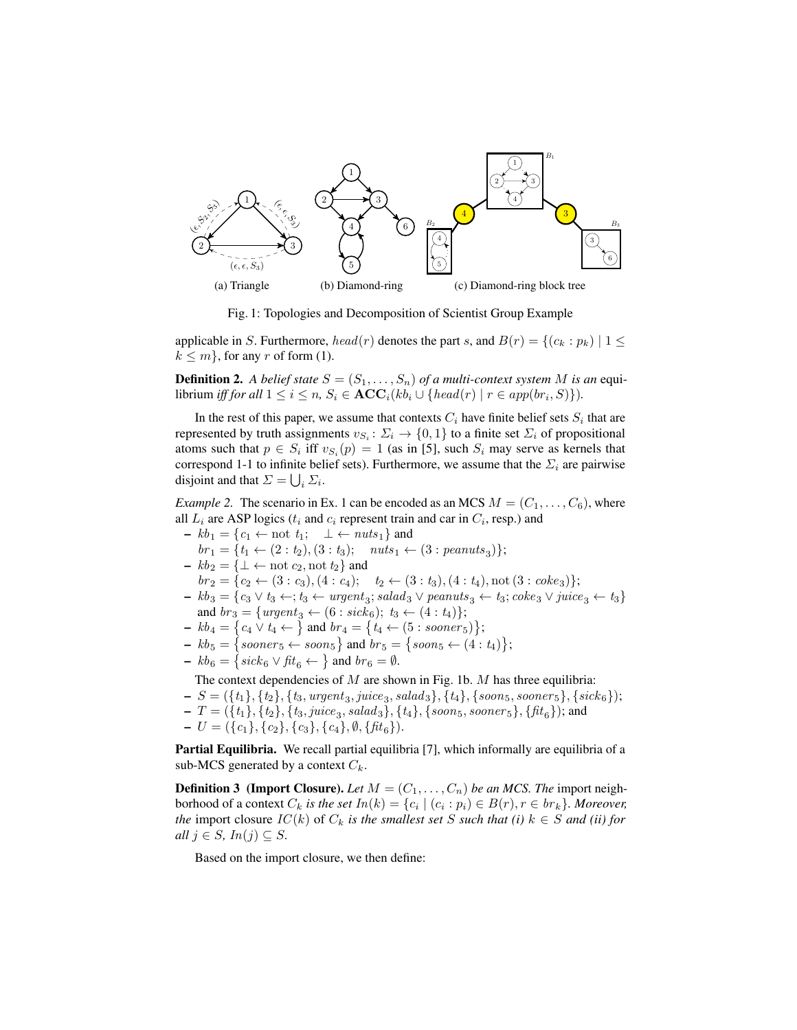(a) Triangle (b) Diamond-ring (c) Diamond-ring block tree

Fig. 1: Topologies and Decomposition of Scientist Group Example

applicable in $S$. Furthermore, $head(r)$ denotes the part $s$, and $B(r) = \{(c_k : p_k) \mid 1 \leq k \leq m\}$, for any $r$ of form (1).

**Definition 2.** *A belief state $S = (S_1, \ldots, S_n)$ of a multi-context system $M$ is an* equilibrium *iff for all $1 \leq i \leq n$, $S_i \in \mathbf{ACC}_i(kb_i \cup \{head(r) \mid r \in app(br_i, S)\})$.*

In the rest of this paper, we assume that contexts $C_i$ have finite belief sets $S_i$ that are represented by truth assignments $v_{S_i} \colon \Sigma_i \to \{0, 1\}$ to a finite set $\Sigma_i$ of propositional atoms such that $p \in S_i$ iff $v_{S_i}(p) = 1$ (as in [5], such $S_i$ may serve as kernels that correspond 1-1 to infinite belief sets). Furthermore, we assume that the $\Sigma_i$ are pairwise disjoint and that $\Sigma = \bigcup_i \Sigma_i$.

*Example 2.* The scenario in Ex. 1 can be encoded as an MCS $M = (C_1, \ldots, C_6)$, where all $L_i$ are ASP logics ($t_i$ and $c_i$ represent train and car in $C_i$, resp.) and

- $kb_1 = \{c_1 \leftarrow \text{not } t_1; \quad \bot \leftarrow nuts_1\}$ and $br_1 = \{t_1 \leftarrow (2 : t_2), (3 : t_3); \quad nuts_1 \leftarrow (3 : peanuts_3)\}$;
- $kb_2 = \{\bot \leftarrow \text{not } c_2, \text{not } t_2\}$ and $br_2 = \{c_2 \leftarrow (3 : c_3), (4 : c_4); \quad t_2 \leftarrow (3 : t_3), (4 : t_4), \text{not } (3 : coke_3)\}$;
- $kb_3 = \{c_3 \vee t_3 \leftarrow; t_3 \leftarrow urgent_3; salad_3 \vee peanuts_3 \leftarrow t_3; coke_3 \vee juice_3 \leftarrow t_3\}$ and $br_3 = \{urgent_3 \leftarrow (6 : sick_6); \; t_3 \leftarrow (4 : t_4)\}$;
- $kb_4 = \{c_4 \vee t_4 \leftarrow\}$ and $br_4 = \{t_4 \leftarrow (5 : sooner_5)\}$;
- $kb_5 = \{sooner_5 \leftarrow soon_5\}$ and $br_5 = \{soon_5 \leftarrow (4 : t_4)\}$;
- $kb_6 = \{sick_6 \vee fit_6 \leftarrow\}$ and $br_6 = \emptyset$.

The context dependencies of $M$ are shown in Fig. 1b. $M$ has three equilibria:

- $S = (\{t_1\}, \{t_2\}, \{t_3, urgent_3, juice_3, salad_3\}, \{t_4\}, \{soon_5, sooner_5\}, \{sick_6\})$;
- $T = (\{t_1\}, \{t_2\}, \{t_3, juice_3, salad_3\}, \{t_4\}, \{soon_5, sooner_5\}, \{fit_6\})$; and
- $U = (\{c_1\}, \{c_2\}, \{c_3\}, \{c_4\}, \emptyset, \{fit_6\})$.

**Partial Equilibria.** We recall partial equilibria [7], which informally are equilibria of a sub-MCS generated by a context $C_k$.

**Definition 3 (Import Closure).** *Let $M = (C_1, \ldots, C_n)$ be an MCS. The* import neighborhood *of a context $C_k$ is the set $In(k) = \{c_i \mid (c_i : p_i) \in B(r), r \in br_k\}$. Moreover, the* import closure *$IC(k)$ of $C_k$ is the smallest set $S$ such that (i) $k \in S$ and (ii) for all $j \in S$, $In(j) \subseteq S$.*

Based on the import closure, we then define: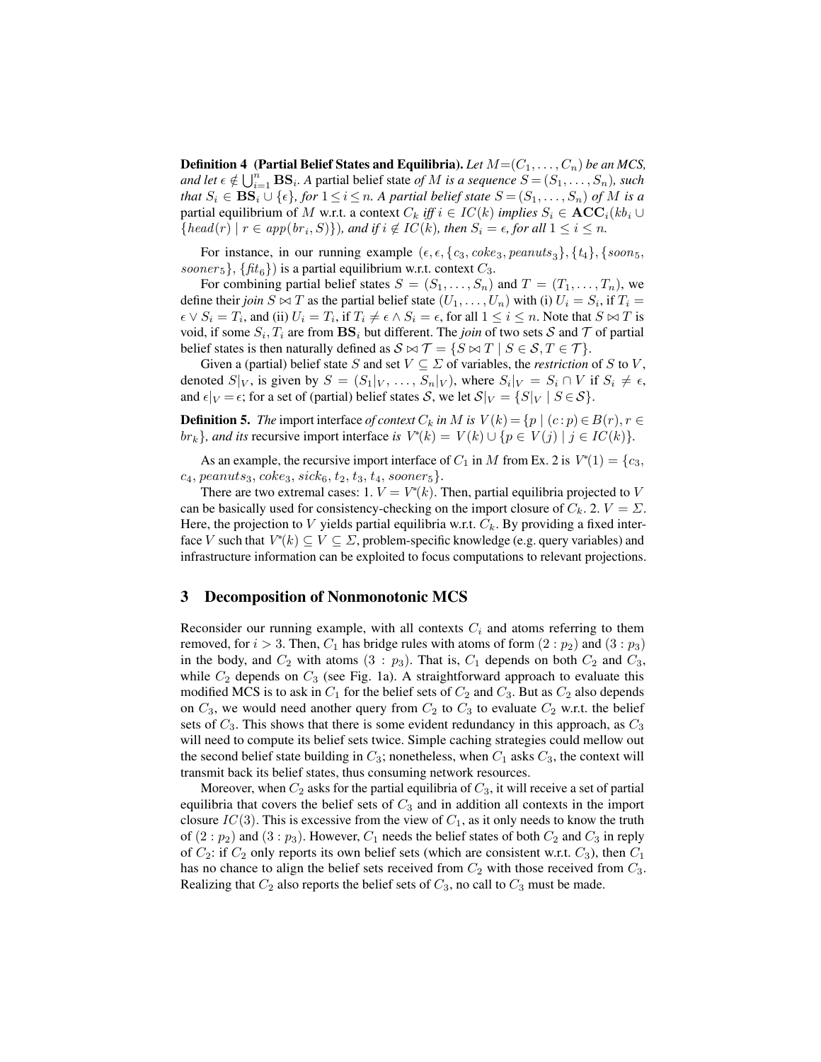**Definition 4 (Partial Belief States and Equilibria).** *Let $M = (C_1, \ldots, C_n)$ be an MCS, and let $\epsilon \notin \bigcup_{i=1}^{n} \mathbf{BS}_i$. A* partial belief state *of $M$ is a sequence $S = (S_1, \ldots, S_n)$, such that $S_i \in \mathbf{BS}_i \cup \{\epsilon\}$, for $1 \leq i \leq n$. A partial belief state $S = (S_1, \ldots, S_n)$ of $M$ is a* partial equilibrium *of $M$* w.r.t. a context *$C_k$ iff $i \in IC(k)$ implies $S_i \in \mathbf{ACC}_i(kb_i \cup \{head(r) \mid r \in app(br_i, S)\})$, and if $i \notin IC(k)$, then $S_i = \epsilon$, for all $1 \leq i \leq n$.*

For instance, in our running example $(\epsilon, \epsilon, \{c_3, coke_3, peanuts_3\}, \{t_4\}, \{soon_5, sooner_5\}, \{fit_6\})$ is a partial equilibrium w.r.t. context $C_3$.

For combining partial belief states $S = (S_1, \ldots, S_n)$ and $T = (T_1, \ldots, T_n)$, we define their *join* $S \bowtie T$ as the partial belief state $(U_1, \ldots, U_n)$ with (i) $U_i = S_i$, if $T_i = \epsilon \vee S_i = T_i$, and (ii) $U_i = T_i$, if $T_i \neq \epsilon \wedge S_i = \epsilon$, for all $1 \leq i \leq n$. Note that $S \bowtie T$ is void, if some $S_i, T_i$ are from $\mathbf{BS}_i$ but different. The *join* of two sets $\mathcal{S}$ and $\mathcal{T}$ of partial belief states is then naturally defined as $\mathcal{S} \bowtie \mathcal{T} = \{S \bowtie T \mid S \in \mathcal{S}, T \in \mathcal{T}\}$.

Given a (partial) belief state $S$ and set $V \subseteq \Sigma$ of variables, the *restriction* of $S$ to $V$, denoted $S|_V$, is given by $S = (S_1|_V, \ldots, S_n|_V)$, where $S_i|_V = S_i \cap V$ if $S_i \neq \epsilon$, and $\epsilon|_V = \epsilon$; for a set of (partial) belief states $\mathcal{S}$, we let $\mathcal{S}|_V = \{S|_V \mid S \in \mathcal{S}\}$.

**Definition 5.** *The* import interface *of context $C_k$ in $M$ is $V(k) = \{p \mid (c:p) \in B(r), r \in br_k\}$, and its* recursive import interface *is $V^*(k) = V(k) \cup \{p \in V(j) \mid j \in IC(k)\}$.*

As an example, the recursive import interface of $C_1$ in $M$ from Ex. 2 is $V^*(1) = \{c_3, c_4, peanuts_3, coke_3, sick_6, t_2, t_3, t_4, sooner_5\}$.

There are two extremal cases: 1. $V = V^*(k)$. Then, partial equilibria projected to $V$ can be basically used for consistency-checking on the import closure of $C_k$. 2. $V = \Sigma$. Here, the projection to $V$ yields partial equilibria w.r.t. $C_k$. By providing a fixed interface $V$ such that $V^*(k) \subseteq V \subseteq \Sigma$, problem-specific knowledge (e.g. query variables) and infrastructure information can be exploited to focus computations to relevant projections.

## 3 Decomposition of Nonmonotonic MCS

Reconsider our running example, with all contexts $C_i$ and atoms referring to them removed, for $i > 3$. Then, $C_1$ has bridge rules with atoms of form $(2 : p_2)$ and $(3 : p_3)$ in the body, and $C_2$ with atoms $(3 : p_3)$. That is, $C_1$ depends on both $C_2$ and $C_3$, while $C_2$ depends on $C_3$ (see Fig. 1a). A straightforward approach to evaluate this modified MCS is to ask in $C_1$ for the belief sets of $C_2$ and $C_3$. But as $C_2$ also depends on $C_3$, we would need another query from $C_2$ to $C_3$ to evaluate $C_2$ w.r.t. the belief sets of $C_3$. This shows that there is some evident redundancy in this approach, as $C_3$ will need to compute its belief sets twice. Simple caching strategies could mellow out the second belief state building in $C_3$; nonetheless, when $C_1$ asks $C_3$, the context will transmit back its belief states, thus consuming network resources.

Moreover, when $C_2$ asks for the partial equilibria of $C_3$, it will receive a set of partial equilibria that covers the belief sets of $C_3$ and in addition all contexts in the import closure $IC(3)$. This is excessive from the view of $C_1$, as it only needs to know the truth of $(2 : p_2)$ and $(3 : p_3)$. However, $C_1$ needs the belief states of both $C_2$ and $C_3$ in reply of $C_2$: if $C_2$ only reports its own belief sets (which are consistent w.r.t. $C_3$), then $C_1$ has no chance to align the belief sets received from $C_2$ with those received from $C_3$. Realizing that $C_2$ also reports the belief sets of $C_3$, no call to $C_3$ must be made.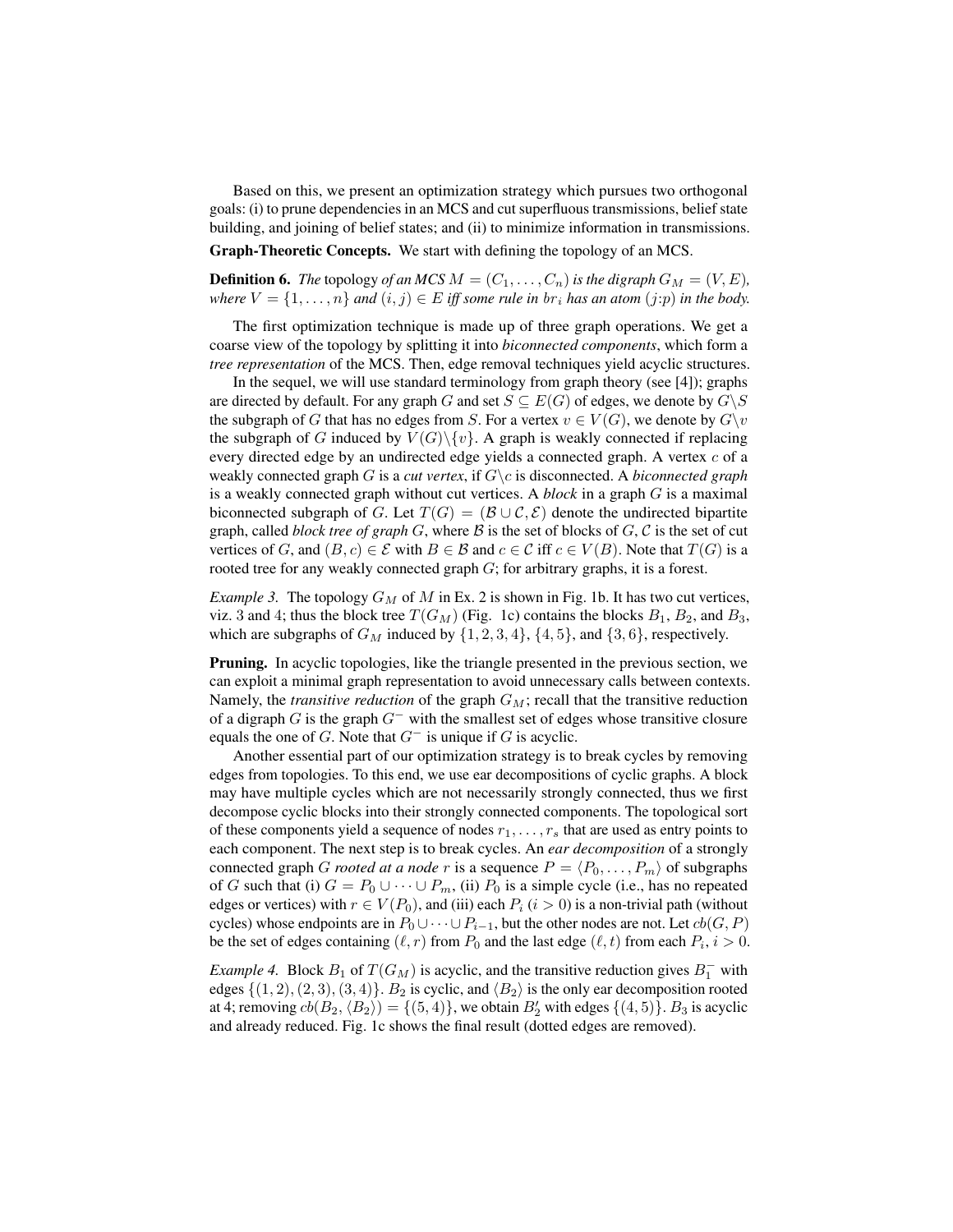Based on this, we present an optimization strategy which pursues two orthogonal goals: (i) to prune dependencies in an MCS and cut superfluous transmissions, belief state building, and joining of belief states; and (ii) to minimize information in transmissions.

**Graph-Theoretic Concepts.** We start with defining the topology of an MCS.

**Definition 6.** *The* topology *of an MCS $M = (C_1, \dots, C_n)$ is the digraph $G_M = (V, E)$, where $V = \{1, \dots, n\}$ and $(i, j) \in E$ iff some rule in $br_i$ has an atom $(j{:}p)$ in the body.*

The first optimization technique is made up of three graph operations. We get a coarse view of the topology by splitting it into *biconnected components*, which form a *tree representation* of the MCS. Then, edge removal techniques yield acyclic structures.

In the sequel, we will use standard terminology from graph theory (see [4]); graphs are directed by default. For any graph $G$ and set $S \subseteq E(G)$ of edges, we denote by $G \backslash S$ the subgraph of $G$ that has no edges from $S$. For a vertex $v \in V(G)$, we denote by $G \backslash v$ the subgraph of $G$ induced by $V(G) \backslash \{v\}$. A graph is weakly connected if replacing every directed edge by an undirected edge yields a connected graph. A vertex $c$ of a weakly connected graph $G$ is a *cut vertex*, if $G \backslash c$ is disconnected. A *biconnected graph* is a weakly connected graph without cut vertices. A *block* in a graph $G$ is a maximal biconnected subgraph of $G$. Let $T(G) = (\mathcal{B} \cup \mathcal{C}, \mathcal{E})$ denote the undirected bipartite graph, called *block tree of graph* $G$, where $\mathcal{B}$ is the set of blocks of $G$, $\mathcal{C}$ is the set of cut vertices of $G$, and $(B, c) \in \mathcal{E}$ with $B \in \mathcal{B}$ and $c \in \mathcal{C}$ iff $c \in V(B)$. Note that $T(G)$ is a rooted tree for any weakly connected graph $G$; for arbitrary graphs, it is a forest.

*Example 3.* The topology $G_M$ of $M$ in Ex. 2 is shown in Fig. 1b. It has two cut vertices, viz. 3 and 4; thus the block tree $T(G_M)$ (Fig. 1c) contains the blocks $B_1$, $B_2$, and $B_3$, which are subgraphs of $G_M$ induced by $\{1, 2, 3, 4\}$, $\{4, 5\}$, and $\{3, 6\}$, respectively.

**Pruning.** In acyclic topologies, like the triangle presented in the previous section, we can exploit a minimal graph representation to avoid unnecessary calls between contexts. Namely, the *transitive reduction* of the graph $G_M$; recall that the transitive reduction of a digraph $G$ is the graph $G^-$ with the smallest set of edges whose transitive closure equals the one of $G$. Note that $G^-$ is unique if $G$ is acyclic.

Another essential part of our optimization strategy is to break cycles by removing edges from topologies. To this end, we use ear decompositions of cyclic graphs. A block may have multiple cycles which are not necessarily strongly connected, thus we first decompose cyclic blocks into their strongly connected components. The topological sort of these components yield a sequence of nodes $r_1, \dots, r_s$ that are used as entry points to each component. The next step is to break cycles. An *ear decomposition* of a strongly connected graph $G$ *rooted at a node* $r$ is a sequence $P = \langle P_0, \dots, P_m \rangle$ of subgraphs of $G$ such that (i) $G = P_0 \cup \dots \cup P_m$, (ii) $P_0$ is a simple cycle (i.e., has no repeated edges or vertices) with $r \in V(P_0)$, and (iii) each $P_i$ ($i > 0$) is a non-trivial path (without cycles) whose endpoints are in $P_0 \cup \dots \cup P_{i-1}$, but the other nodes are not. Let $cb(G, P)$ be the set of edges containing $(\ell, r)$ from $P_0$ and the last edge $(\ell, t)$ from each $P_i$, $i > 0$.

*Example 4.* Block $B_1$ of $T(G_M)$ is acyclic, and the transitive reduction gives $B_1^-$ with edges $\{(1, 2), (2, 3), (3, 4)\}$. $B_2$ is cyclic, and $\langle B_2 \rangle$ is the only ear decomposition rooted at 4; removing $cb(B_2, \langle B_2 \rangle) = \{(5, 4)\}$, we obtain $B_2'$ with edges $\{(4, 5)\}$. $B_3$ is acyclic and already reduced. Fig. 1c shows the final result (dotted edges are removed).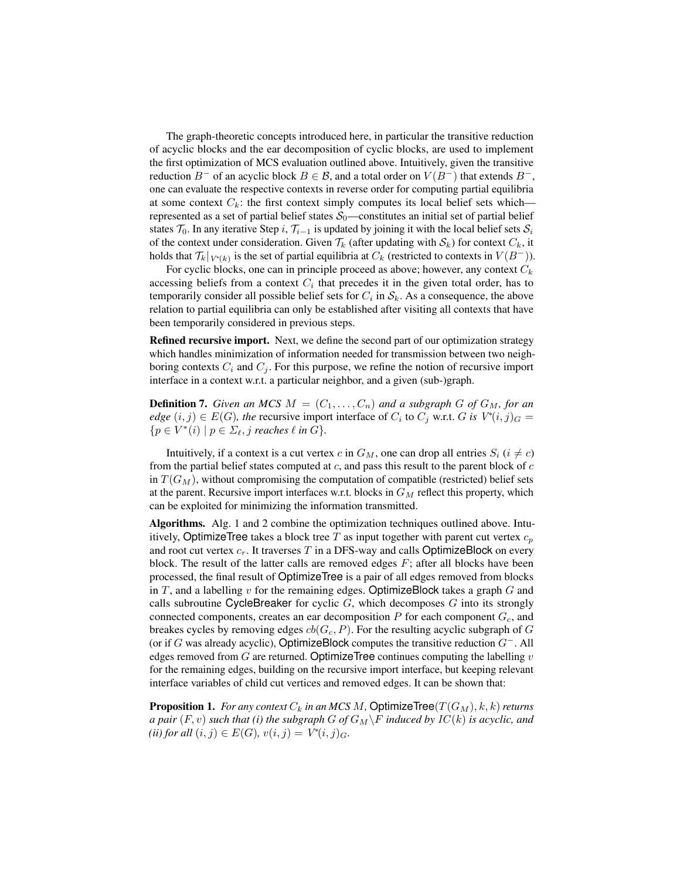The graph-theoretic concepts introduced here, in particular the transitive reduction of acyclic blocks and the ear decomposition of cyclic blocks, are used to implement the first optimization of MCS evaluation outlined above. Intuitively, given the transitive reduction $B^-$ of an acyclic block $B \in \mathcal{B}$, and a total order on $V(B^-)$ that extends $B^-$, one can evaluate the respective contexts in reverse order for computing partial equilibria at some context $C_k$: the first context simply computes its local belief sets which—represented as a set of partial belief states $\mathcal{S}_0$—constitutes an initial set of partial belief states $\mathcal{T}_0$. In any iterative Step $i$, $\mathcal{T}_{i-1}$ is updated by joining it with the local belief sets $\mathcal{S}_i$ of the context under consideration. Given $\mathcal{T}_k$ (after updating with $\mathcal{S}_k$) for context $C_k$, it holds that $\mathcal{T}_k|_{V^*(k)}$ is the set of partial equilibria at $C_k$ (restricted to contexts in $V(B^-)$).

For cyclic blocks, one can in principle proceed as above; however, any context $C_k$ accessing beliefs from a context $C_i$ that precedes it in the given total order, has to temporarily consider all possible belief sets for $C_i$ in $\mathcal{S}_k$. As a consequence, the above relation to partial equilibria can only be established after visiting all contexts that have been temporarily considered in previous steps.

**Refined recursive import.** Next, we define the second part of our optimization strategy which handles minimization of information needed for transmission between two neighboring contexts $C_i$ and $C_j$. For this purpose, we refine the notion of recursive import interface in a context w.r.t. a particular neighbor, and a given (sub-)graph.

**Definition 7.** *Given an MCS $M = (C_1, \ldots, C_n)$ and a subgraph $G$ of $G_M$, for an edge $(i, j) \in E(G)$, the* recursive import interface of $C_i$ to $C_j$ w.r.t. $G$ *is* $V^*(i,j)_G = \{p \in V^*(i) \mid p \in \Sigma_\ell, j \text{ reaches } \ell \text{ in } G\}$.

Intuitively, if a context is a cut vertex $c$ in $G_M$, one can drop all entries $S_i$ ($i \neq c$) from the partial belief states computed at $c$, and pass this result to the parent block of $c$ in $T(G_M)$, without compromising the computation of compatible (restricted) belief sets at the parent. Recursive import interfaces w.r.t. blocks in $G_M$ reflect this property, which can be exploited for minimizing the information transmitted.

**Algorithms.** Alg. 1 and 2 combine the optimization techniques outlined above. Intuitively, OptimizeTree takes a block tree $T$ as input together with parent cut vertex $c_p$ and root cut vertex $c_r$. It traverses $T$ in a DFS-way and calls OptimizeBlock on every block. The result of the latter calls are removed edges $F$; after all blocks have been processed, the final result of OptimizeTree is a pair of all edges removed from blocks in $T$, and a labelling $v$ for the remaining edges. OptimizeBlock takes a graph $G$ and calls subroutine CycleBreaker for cyclic $G$, which decomposes $G$ into its strongly connected components, creates an ear decomposition $P$ for each component $G_c$, and breakes cycles by removing edges $cb(G_c, P)$. For the resulting acyclic subgraph of $G$ (or if $G$ was already acyclic), OptimizeBlock computes the transitive reduction $G^-$. All edges removed from $G$ are returned. OptimizeTree continues computing the labelling $v$ for the remaining edges, building on the recursive import interface, but keeping relevant interface variables of child cut vertices and removed edges. It can be shown that:

**Proposition 1.** *For any context $C_k$ in an MCS $M$,* OptimizeTree$(T(G_M), k, k)$ *returns a pair $(F, v)$ such that (i) the subgraph $G$ of $G_M \backslash F$ induced by $IC(k)$ is acyclic, and (ii) for all $(i, j) \in E(G)$, $v(i, j) = V^*(i, j)_G$.*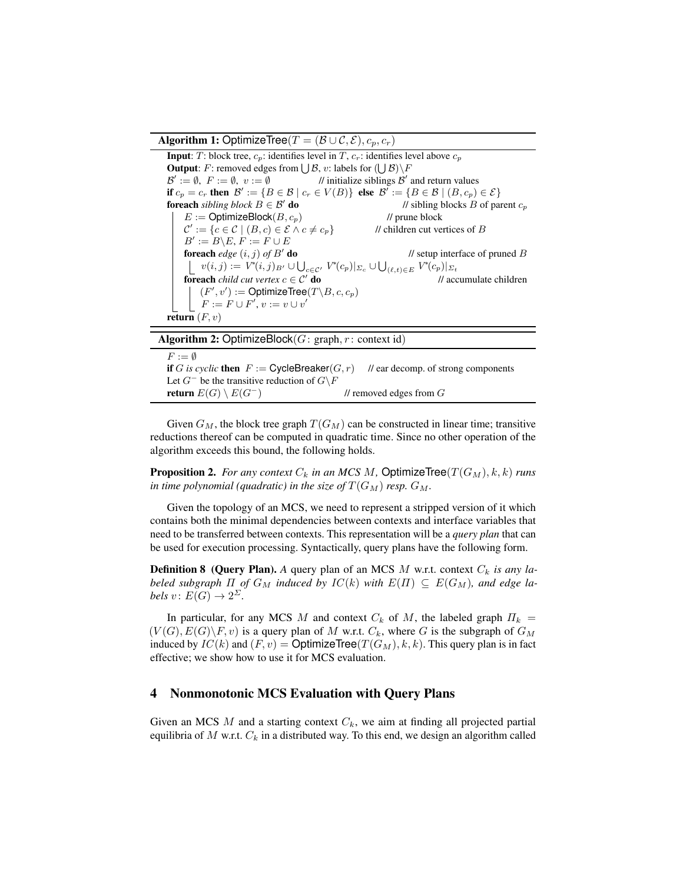**Algorithm 1:** OptimizeTree($T = (\mathcal{B} \cup \mathcal{C}, \mathcal{E}), c_p, c_r$)

```
Input: T: block tree, c_p: identifies level in T, c_r: identifies level above c_p
Output: F: removed edges from ⋃B, v: labels for (⋃B)\F
B' := ∅, F := ∅, v := ∅                          // initialize siblings B' and return values
if c_p = c_r then B' := {B ∈ B | c_r ∈ V(B)} else B' := {B ∈ B | (B, c_p) ∈ E}
foreach sibling block B ∈ B' do                    // sibling blocks B of parent c_p
    E := OptimizeBlock(B, c_p)                     // prune block
    C' := {c ∈ C | (B, c) ∈ E ∧ c ≠ c_p}           // children cut vertices of B
    B' := B\E, F := F ∪ E
    foreach edge (i, j) of B' do                   // setup interface of pruned B
        v(i, j) := V*(i, j)_{B'} ∪ ⋃_{c∈C'} V*(c_p)|_{Σ_c} ∪ ⋃_{(ℓ,t)∈E} V*(c_p)|_{Σ_t}
    foreach child cut vertex c ∈ C' do             // accumulate children
        (F', v') := OptimizeTree(T\B, c, c_p)
        F := F ∪ F', v := v ∪ v'
return (F, v)
```

**Algorithm 2:** OptimizeBlock($G$: graph, $r$: context id)

```
F := ∅
if G is cyclic then F := CycleBreaker(G, r)    // ear decomp. of strong components
Let G⁻ be the transitive reduction of G\F
return E(G) \ E(G⁻)                            // removed edges from G
```

Given $G_M$, the block tree graph $T(G_M)$ can be constructed in linear time; transitive reductions thereof can be computed in quadratic time. Since no other operation of the algorithm exceeds this bound, the following holds.

**Proposition 2.** *For any context $C_k$ in an MCS $M$,* OptimizeTree$(T(G_M), k, k)$ *runs in time polynomial (quadratic) in the size of $T(G_M)$ resp. $G_M$.*

Given the topology of an MCS, we need to represent a stripped version of it which contains both the minimal dependencies between contexts and interface variables that need to be transferred between contexts. This representation will be a *query plan* that can be used for execution processing. Syntactically, query plans have the following form.

**Definition 8 (Query Plan).** *A* query plan of an MCS $M$ w.r.t. context $C_k$ *is any labeled subgraph $\Pi$ of $G_M$ induced by $IC(k)$ with $E(\Pi) \subseteq E(G_M)$, and edge labels $v\colon E(G) \to 2^{\Sigma}$.*

In particular, for any MCS $M$ and context $C_k$ of $M$, the labeled graph $\Pi_k = (V(G), E(G) \backslash F, v)$ is a query plan of $M$ w.r.t. $C_k$, where $G$ is the subgraph of $G_M$ induced by $IC(k)$ and $(F, v) =$ OptimizeTree$(T(G_M), k, k)$. This query plan is in fact effective; we show how to use it for MCS evaluation.

## 4 Nonmonotonic MCS Evaluation with Query Plans

Given an MCS $M$ and a starting context $C_k$, we aim at finding all projected partial equilibria of $M$ w.r.t. $C_k$ in a distributed way. To this end, we design an algorithm called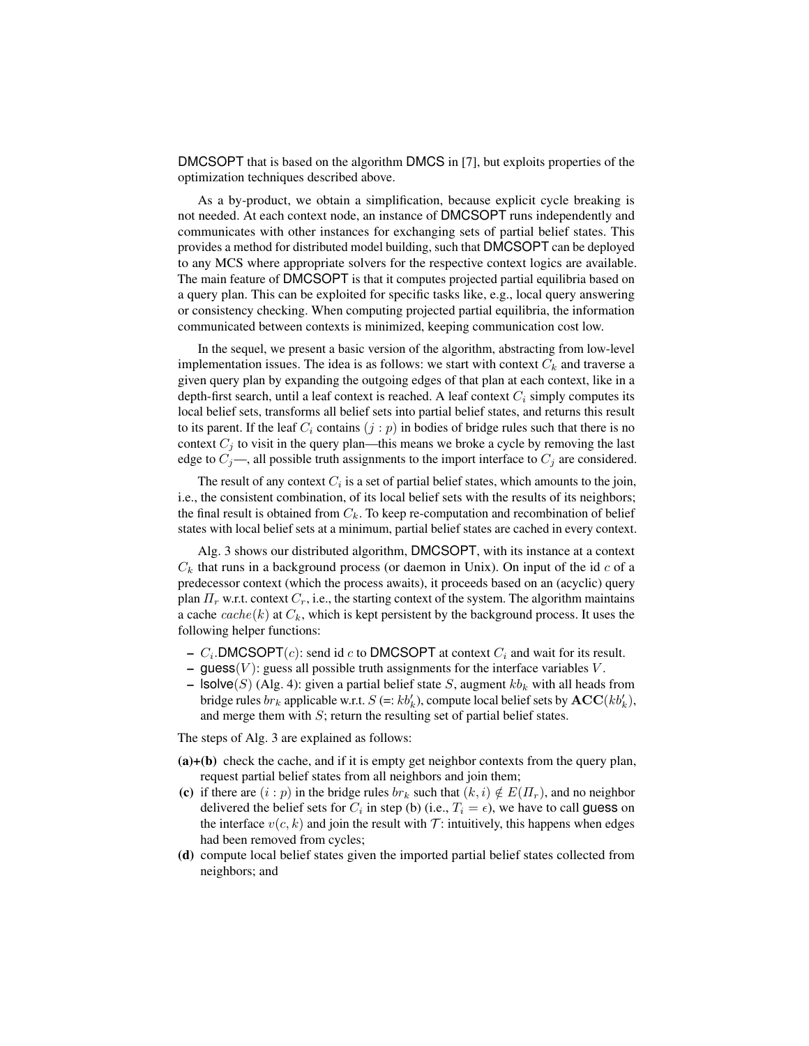DMCSOPT that is based on the algorithm DMCS in [7], but exploits properties of the optimization techniques described above.

As a by-product, we obtain a simplification, because explicit cycle breaking is not needed. At each context node, an instance of DMCSOPT runs independently and communicates with other instances for exchanging sets of partial belief states. This provides a method for distributed model building, such that DMCSOPT can be deployed to any MCS where appropriate solvers for the respective context logics are available. The main feature of DMCSOPT is that it computes projected partial equilibria based on a query plan. This can be exploited for specific tasks like, e.g., local query answering or consistency checking. When computing projected partial equilibria, the information communicated between contexts is minimized, keeping communication cost low.

In the sequel, we present a basic version of the algorithm, abstracting from low-level implementation issues. The idea is as follows: we start with context $C_k$ and traverse a given query plan by expanding the outgoing edges of that plan at each context, like in a depth-first search, until a leaf context is reached. A leaf context $C_i$ simply computes its local belief sets, transforms all belief sets into partial belief states, and returns this result to its parent. If the leaf $C_i$ contains $(j : p)$ in bodies of bridge rules such that there is no context $C_j$ to visit in the query plan—this means we broke a cycle by removing the last edge to $C_j$—, all possible truth assignments to the import interface to $C_j$ are considered.

The result of any context $C_i$ is a set of partial belief states, which amounts to the join, i.e., the consistent combination, of its local belief sets with the results of its neighbors; the final result is obtained from $C_k$. To keep re-computation and recombination of belief states with local belief sets at a minimum, partial belief states are cached in every context.

Alg. 3 shows our distributed algorithm, DMCSOPT, with its instance at a context $C_k$ that runs in a background process (or daemon in Unix). On input of the id $c$ of a predecessor context (which the process awaits), it proceeds based on an (acyclic) query plan $\Pi_r$ w.r.t. context $C_r$, i.e., the starting context of the system. The algorithm maintains a cache $cache(k)$ at $C_k$, which is kept persistent by the background process. It uses the following helper functions:

- $C_i$.DMCSOPT($c$): send id $c$ to DMCSOPT at context $C_i$ and wait for its result.
- guess($V$): guess all possible truth assignments for the interface variables $V$.
- lsolve($S$) (Alg. 4): given a partial belief state $S$, augment $kb_k$ with all heads from bridge rules $br_k$ applicable w.r.t. $S$ (=: $kb'_k$), compute local belief sets by $\mathbf{ACC}(kb'_k)$, and merge them with $S$; return the resulting set of partial belief states.

The steps of Alg. 3 are explained as follows:

**(a)+(b)** check the cache, and if it is empty get neighbor contexts from the query plan, request partial belief states from all neighbors and join them;

**(c)** if there are $(i : p)$ in the bridge rules $br_k$ such that $(k, i) \notin E(\Pi_r)$, and no neighbor delivered the belief sets for $C_i$ in step (b) (i.e., $T_i = \epsilon$), we have to call guess on the interface $v(c, k)$ and join the result with $\mathcal{T}$: intuitively, this happens when edges had been removed from cycles;

**(d)** compute local belief states given the imported partial belief states collected from neighbors; and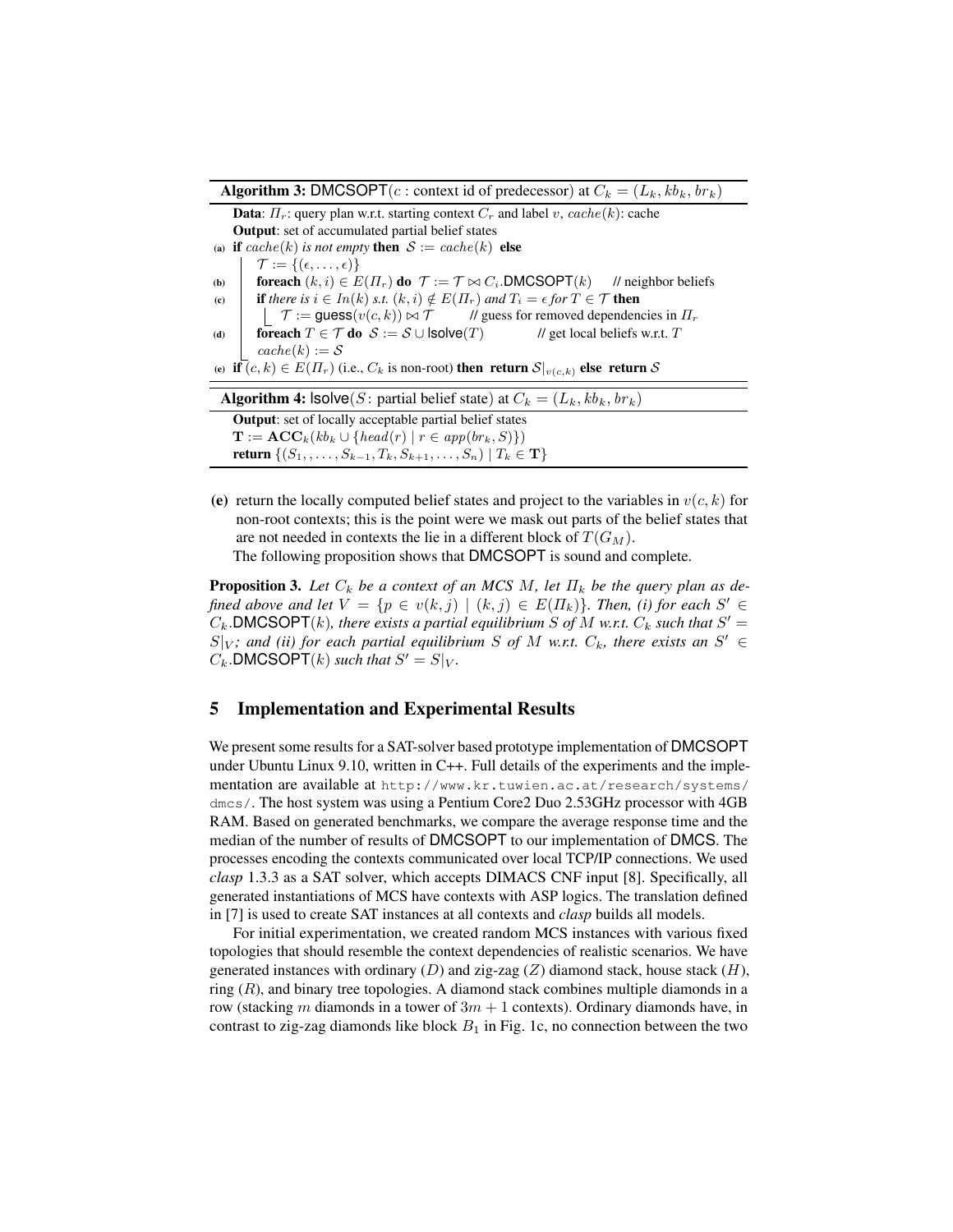**Algorithm 3:** DMCSOPT($c$ : context id of predecessor) at $C_k = (L_k, kb_k, br_k)$

**Data**: $\Pi_r$: query plan w.r.t. starting context $C_r$ and label $v$, $cache(k)$: cache
**Output**: set of accumulated partial belief states

(a) **if** $cache(k)$ *is not empty* **then** $\mathcal{S} := cache(k)$ **else**
   $\mathcal{T} := \{(\epsilon, \ldots, \epsilon)\}$
(b)   **foreach** $(k, i) \in E(\Pi_r)$ **do** $\mathcal{T} := \mathcal{T} \bowtie C_i$.DMCSOPT($k$)   // neighbor beliefs
(c)   **if** *there is* $i \in In(k)$ *s.t.* $(k, i) \notin E(\Pi_r)$ *and* $T_i = \epsilon$ *for* $T \in \mathcal{T}$ **then**
     $\mathcal{T} :=$ guess($v(c, k)$) $\bowtie \mathcal{T}$   // guess for removed dependencies in $\Pi_r$
(d)   **foreach** $T \in \mathcal{T}$ **do** $\mathcal{S} := \mathcal{S} \cup$ lsolve($T$)   // get local beliefs w.r.t. $T$
   $cache(k) := \mathcal{S}$
(e) **if** $(c, k) \in E(\Pi_r)$ (i.e., $C_k$ is non-root) **then return** $\mathcal{S}|_{v(c,k)}$ **else return** $\mathcal{S}$

**Algorithm 4:** lsolve($S$: partial belief state) at $C_k = (L_k, kb_k, br_k)$

**Output**: set of locally acceptable partial belief states
$\mathbf{T} := \mathbf{ACC}_k(kb_k \cup \{head(r) \mid r \in app(br_k, S)\})$
**return** $\{(S_1, \ldots, S_{k-1}, T_k, S_{k+1}, \ldots, S_n) \mid T_k \in \mathbf{T}\}$

**(e)** return the locally computed belief states and project to the variables in $v(c, k)$ for non-root contexts; this is the point were we mask out parts of the belief states that are not needed in contexts the lie in a different block of $T(G_M)$.

The following proposition shows that DMCSOPT is sound and complete.

**Proposition 3.** *Let $C_k$ be a context of an MCS $M$, let $\Pi_k$ be the query plan as defined above and let $V = \{p \in v(k, j) \mid (k, j) \in E(\Pi_k)\}$. Then, (i) for each $S' \in C_k$.DMCSOPT($k$), there exists a partial equilibrium $S$ of $M$ w.r.t. $C_k$ such that $S' = S|_V$; and (ii) for each partial equilibrium $S$ of $M$ w.r.t. $C_k$, there exists an $S' \in C_k$.DMCSOPT($k$) such that $S' = S|_V$.*

## 5 Implementation and Experimental Results

We present some results for a SAT-solver based prototype implementation of DMCSOPT under Ubuntu Linux 9.10, written in C++. Full details of the experiments and the implementation are available at http://www.kr.tuwien.ac.at/research/systems/dmcs/. The host system was using a Pentium Core2 Duo 2.53GHz processor with 4GB RAM. Based on generated benchmarks, we compare the average response time and the median of the number of results of DMCSOPT to our implementation of DMCS. The processes encoding the contexts communicated over local TCP/IP connections. We used *clasp* 1.3.3 as a SAT solver, which accepts DIMACS CNF input [8]. Specifically, all generated instantiations of MCS have contexts with ASP logics. The translation defined in [7] is used to create SAT instances at all contexts and *clasp* builds all models.

For initial experimentation, we created random MCS instances with various fixed topologies that should resemble the context dependencies of realistic scenarios. We have generated instances with ordinary ($D$) and zig-zag ($Z$) diamond stack, house stack ($H$), ring ($R$), and binary tree topologies. A diamond stack combines multiple diamonds in a row (stacking $m$ diamonds in a tower of $3m + 1$ contexts). Ordinary diamonds have, in contrast to zig-zag diamonds like block $B_1$ in Fig. 1c, no connection between the two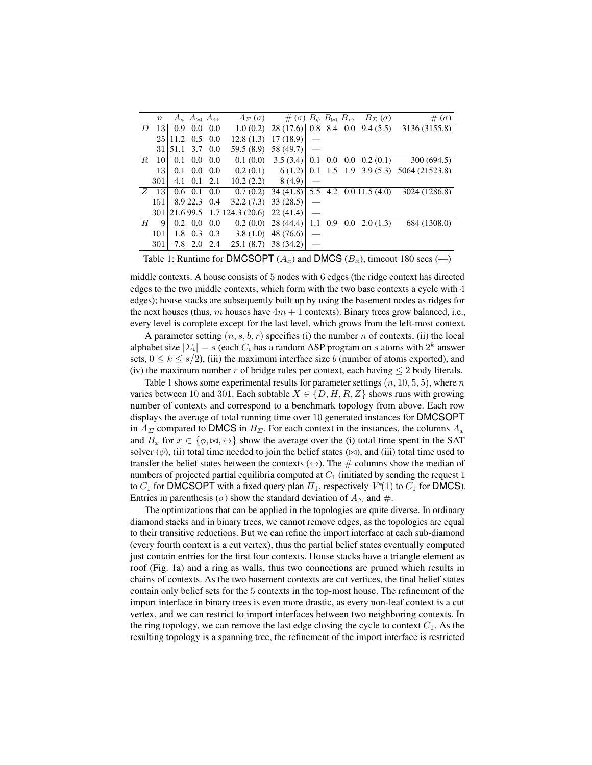|  | $n$ | $A_\phi$ | $A_\bowtie$ | $A_\leftrightarrow$ | $A_\Sigma$ ($\sigma$) | # ($\sigma$) | $B_\phi$ | $B_\bowtie$ | $B_\leftrightarrow$ | $B_\Sigma$ ($\sigma$) | # ($\sigma$) |
|---|---|---|---|---|---|---|---|---|---|---|---|
| $D$ | 13 | 0.9 | 0.0 | 0.0 | 1.0 (0.2) | 28 (17.6) | 0.8 | 8.4 | 0.0 | 9.4 (5.5) | 3136 (3155.8) |
|  | 25 | 11.2 | 0.5 | 0.0 | 12.8 (1.3) | 17 (18.9) | — |  |  |  |  |
|  | 31 | 51.1 | 3.7 | 0.0 | 59.5 (8.9) | 58 (49.7) | — |  |  |  |  |
| $R$ | 10 | 0.1 | 0.0 | 0.0 | 0.1 (0.0) | 3.5 (3.4) | 0.1 | 0.0 | 0.0 | 0.2 (0.1) | 300 (694.5) |
|  | 13 | 0.1 | 0.0 | 0.0 | 0.2 (0.1) | 6 (1.2) | 0.1 | 1.5 | 1.9 | 3.9 (5.3) | 5064 (21523.8) |
|  | 301 | 4.1 | 0.1 | 2.1 | 10.2 (2.2) | 8 (4.9) | — |  |  |  |  |
| $Z$ | 13 | 0.6 | 0.1 | 0.0 | 0.7 (0.2) | 34 (41.8) | 5.5 | 4.2 | 0.0 | 11.5 (4.0) | 3024 (1286.8) |
|  | 151 | 8.9 | 22.3 | 0.4 | 32.2 (7.3) | 33 (28.5) | — |  |  |  |  |
|  | 301 | 21.6 | 99.5 | 1.7 | 124.3 (20.6) | 22 (41.4) | — |  |  |  |  |
| $H$ | 9 | 0.2 | 0.0 | 0.0 | 0.2 (0.0) | 28 (44.4) | 1.1 | 0.9 | 0.0 | 2.0 (1.3) | 684 (1308.0) |
|  | 101 | 1.8 | 0.3 | 0.3 | 3.8 (1.0) | 48 (76.6) | — |  |  |  |  |
|  | 301 | 7.8 | 2.0 | 2.4 | 25.1 (8.7) | 38 (34.2) | — |  |  |  |  |

Table 1: Runtime for DMCSOPT ($A_x$) and DMCS ($B_x$), timeout 180 secs (—)

middle contexts. A house consists of 5 nodes with 6 edges (the ridge context has directed edges to the two middle contexts, which form with the two base contexts a cycle with 4 edges); house stacks are subsequently built up by using the basement nodes as ridges for the next houses (thus, $m$ houses have $4m + 1$ contexts). Binary trees grow balanced, i.e., every level is complete except for the last level, which grows from the left-most context.

A parameter setting $(n, s, b, r)$ specifies (i) the number $n$ of contexts, (ii) the local alphabet size $|\Sigma_i| = s$ (each $C_i$ has a random ASP program on $s$ atoms with $2^k$ answer sets, $0 \leq k \leq s/2$), (iii) the maximum interface size $b$ (number of atoms exported), and (iv) the maximum number $r$ of bridge rules per context, each having $\leq 2$ body literals.

Table 1 shows some experimental results for parameter settings $(n, 10, 5, 5)$, where $n$ varies between 10 and 301. Each subtable $X \in \{D, H, R, Z\}$ shows runs with growing number of contexts and correspond to a benchmark topology from above. Each row displays the average of total running time over 10 generated instances for DMCSOPT in $A_\Sigma$ compared to DMCS in $B_\Sigma$. For each context in the instances, the columns $A_x$ and $B_x$ for $x \in \{\phi, \bowtie, \leftrightarrow\}$ show the average over the (i) total time spent in the SAT solver ($\phi$), (ii) total time needed to join the belief states ($\bowtie$), and (iii) total time used to transfer the belief states between the contexts ($\leftrightarrow$). The # columns show the median of numbers of projected partial equilibria computed at $C_1$ (initiated by sending the request 1 to $C_1$ for DMCSOPT with a fixed query plan $\Pi_1$, respectively $V^*(1)$ to $C_1$ for DMCS). Entries in parenthesis ($\sigma$) show the standard deviation of $A_\Sigma$ and #.

The optimizations that can be applied in the topologies are quite diverse. In ordinary diamond stacks and in binary trees, we cannot remove edges, as the topologies are equal to their transitive reductions. But we can refine the import interface at each sub-diamond (every fourth context is a cut vertex), thus the partial belief states eventually computed just contain entries for the first four contexts. House stacks have a triangle element as roof (Fig. 1a) and a ring as walls, thus two connections are pruned which results in chains of contexts. As the two basement contexts are cut vertices, the final belief states contain only belief sets for the 5 contexts in the top-most house. The refinement of the import interface in binary trees is even more drastic, as every non-leaf context is a cut vertex, and we can restrict to import interfaces between two neighboring contexts. In the ring topology, we can remove the last edge closing the cycle to context $C_1$. As the resulting topology is a spanning tree, the refinement of the import interface is restricted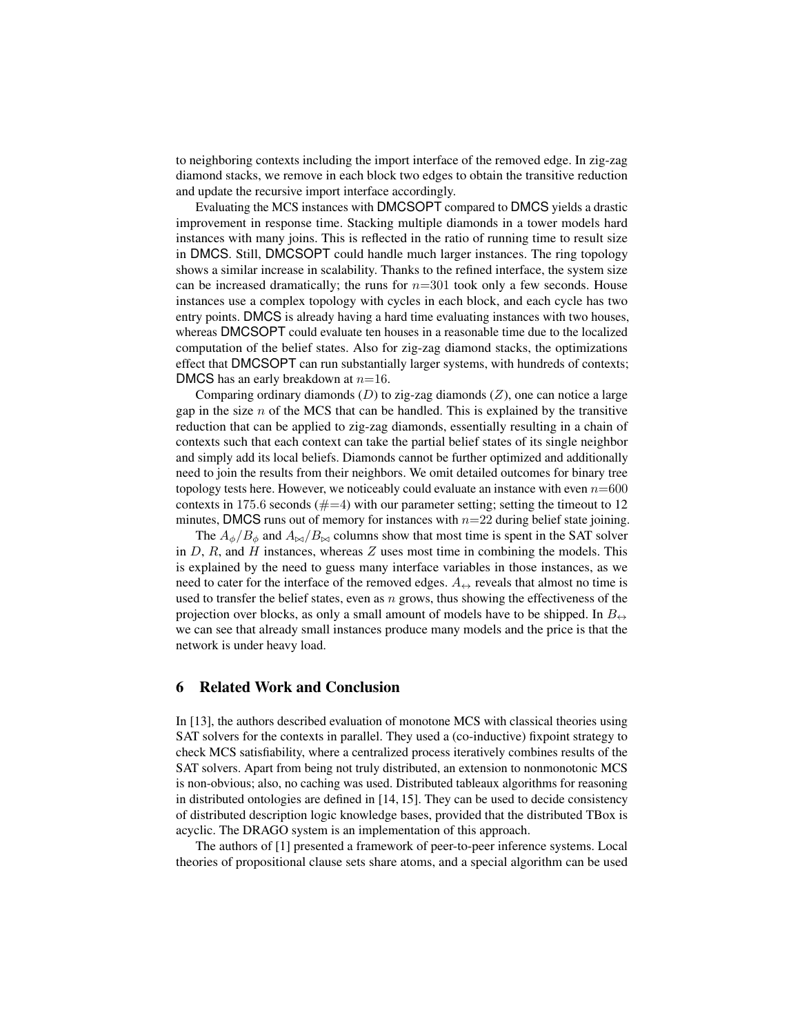to neighboring contexts including the import interface of the removed edge. In zig-zag diamond stacks, we remove in each block two edges to obtain the transitive reduction and update the recursive import interface accordingly.

Evaluating the MCS instances with DMCSOPT compared to DMCS yields a drastic improvement in response time. Stacking multiple diamonds in a tower models hard instances with many joins. This is reflected in the ratio of running time to result size in DMCS. Still, DMCSOPT could handle much larger instances. The ring topology shows a similar increase in scalability. Thanks to the refined interface, the system size can be increased dramatically; the runs for $n{=}301$ took only a few seconds. House instances use a complex topology with cycles in each block, and each cycle has two entry points. DMCS is already having a hard time evaluating instances with two houses, whereas DMCSOPT could evaluate ten houses in a reasonable time due to the localized computation of the belief states. Also for zig-zag diamond stacks, the optimizations effect that DMCSOPT can run substantially larger systems, with hundreds of contexts; DMCS has an early breakdown at $n{=}16$.

Comparing ordinary diamonds ($D$) to zig-zag diamonds ($Z$), one can notice a large gap in the size $n$ of the MCS that can be handled. This is explained by the transitive reduction that can be applied to zig-zag diamonds, essentially resulting in a chain of contexts such that each context can take the partial belief states of its single neighbor and simply add its local beliefs. Diamonds cannot be further optimized and additionally need to join the results from their neighbors. We omit detailed outcomes for binary tree topology tests here. However, we noticeably could evaluate an instance with even $n{=}600$ contexts in $175.6$ seconds ($\#{=}4$) with our parameter setting; setting the timeout to 12 minutes, DMCS runs out of memory for instances with $n{=}22$ during belief state joining.

The $A_\phi/B_\phi$ and $A_\bowtie/B_\bowtie$ columns show that most time is spent in the SAT solver in $D$, $R$, and $H$ instances, whereas $Z$ uses most time in combining the models. This is explained by the need to guess many interface variables in those instances, as we need to cater for the interface of the removed edges. $A_\leftrightarrow$ reveals that almost no time is used to transfer the belief states, even as $n$ grows, thus showing the effectiveness of the projection over blocks, as only a small amount of models have to be shipped. In $B_\leftrightarrow$ we can see that already small instances produce many models and the price is that the network is under heavy load.

## 6 Related Work and Conclusion

In [13], the authors described evaluation of monotone MCS with classical theories using SAT solvers for the contexts in parallel. They used a (co-inductive) fixpoint strategy to check MCS satisfiability, where a centralized process iteratively combines results of the SAT solvers. Apart from being not truly distributed, an extension to nonmonotonic MCS is non-obvious; also, no caching was used. Distributed tableaux algorithms for reasoning in distributed ontologies are defined in [14, 15]. They can be used to decide consistency of distributed description logic knowledge bases, provided that the distributed TBox is acyclic. The DRAGO system is an implementation of this approach.

The authors of [1] presented a framework of peer-to-peer inference systems. Local theories of propositional clause sets share atoms, and a special algorithm can be used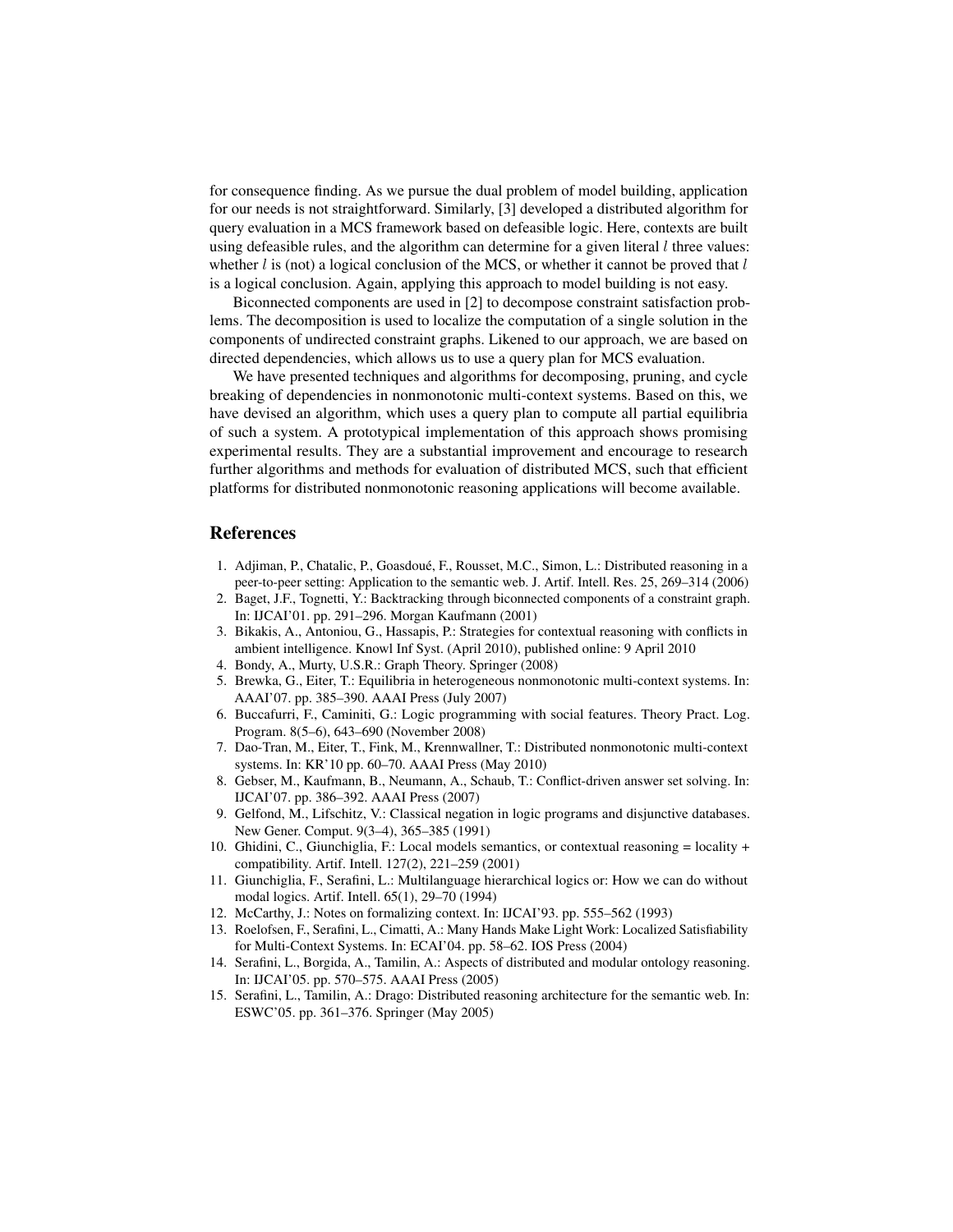for consequence finding. As we pursue the dual problem of model building, application for our needs is not straightforward. Similarly, [3] developed a distributed algorithm for query evaluation in a MCS framework based on defeasible logic. Here, contexts are built using defeasible rules, and the algorithm can determine for a given literal $l$ three values: whether $l$ is (not) a logical conclusion of the MCS, or whether it cannot be proved that $l$ is a logical conclusion. Again, applying this approach to model building is not easy.

Biconnected components are used in [2] to decompose constraint satisfaction problems. The decomposition is used to localize the computation of a single solution in the components of undirected constraint graphs. Likened to our approach, we are based on directed dependencies, which allows us to use a query plan for MCS evaluation.

We have presented techniques and algorithms for decomposing, pruning, and cycle breaking of dependencies in nonmonotonic multi-context systems. Based on this, we have devised an algorithm, which uses a query plan to compute all partial equilibria of such a system. A prototypical implementation of this approach shows promising experimental results. They are a substantial improvement and encourage to research further algorithms and methods for evaluation of distributed MCS, such that efficient platforms for distributed nonmonotonic reasoning applications will become available.

## References

1. Adjiman, P., Chatalic, P., Goasdoué, F., Rousset, M.C., Simon, L.: Distributed reasoning in a peer-to-peer setting: Application to the semantic web. J. Artif. Intell. Res. 25, 269–314 (2006)
2. Baget, J.F., Tognetti, Y.: Backtracking through biconnected components of a constraint graph. In: IJCAI'01. pp. 291–296. Morgan Kaufmann (2001)
3. Bikakis, A., Antoniou, G., Hassapis, P.: Strategies for contextual reasoning with conflicts in ambient intelligence. Knowl Inf Syst. (April 2010), published online: 9 April 2010
4. Bondy, A., Murty, U.S.R.: Graph Theory. Springer (2008)
5. Brewka, G., Eiter, T.: Equilibria in heterogeneous nonmonotonic multi-context systems. In: AAAI'07. pp. 385–390. AAAI Press (July 2007)
6. Buccafurri, F., Caminiti, G.: Logic programming with social features. Theory Pract. Log. Program. 8(5–6), 643–690 (November 2008)
7. Dao-Tran, M., Eiter, T., Fink, M., Krennwallner, T.: Distributed nonmonotonic multi-context systems. In: KR'10 pp. 60–70. AAAI Press (May 2010)
8. Gebser, M., Kaufmann, B., Neumann, A., Schaub, T.: Conflict-driven answer set solving. In: IJCAI'07. pp. 386–392. AAAI Press (2007)
9. Gelfond, M., Lifschitz, V.: Classical negation in logic programs and disjunctive databases. New Gener. Comput. 9(3–4), 365–385 (1991)
10. Ghidini, C., Giunchiglia, F.: Local models semantics, or contextual reasoning = locality + compatibility. Artif. Intell. 127(2), 221–259 (2001)
11. Giunchiglia, F., Serafini, L.: Multilanguage hierarchical logics or: How we can do without modal logics. Artif. Intell. 65(1), 29–70 (1994)
12. McCarthy, J.: Notes on formalizing context. In: IJCAI'93. pp. 555–562 (1993)
13. Roelofsen, F., Serafini, L., Cimatti, A.: Many Hands Make Light Work: Localized Satisfiability for Multi-Context Systems. In: ECAI'04. pp. 58–62. IOS Press (2004)
14. Serafini, L., Borgida, A., Tamilin, A.: Aspects of distributed and modular ontology reasoning. In: IJCAI'05. pp. 570–575. AAAI Press (2005)
15. Serafini, L., Tamilin, A.: Drago: Distributed reasoning architecture for the semantic web. In: ESWC'05. pp. 361–376. Springer (May 2005)